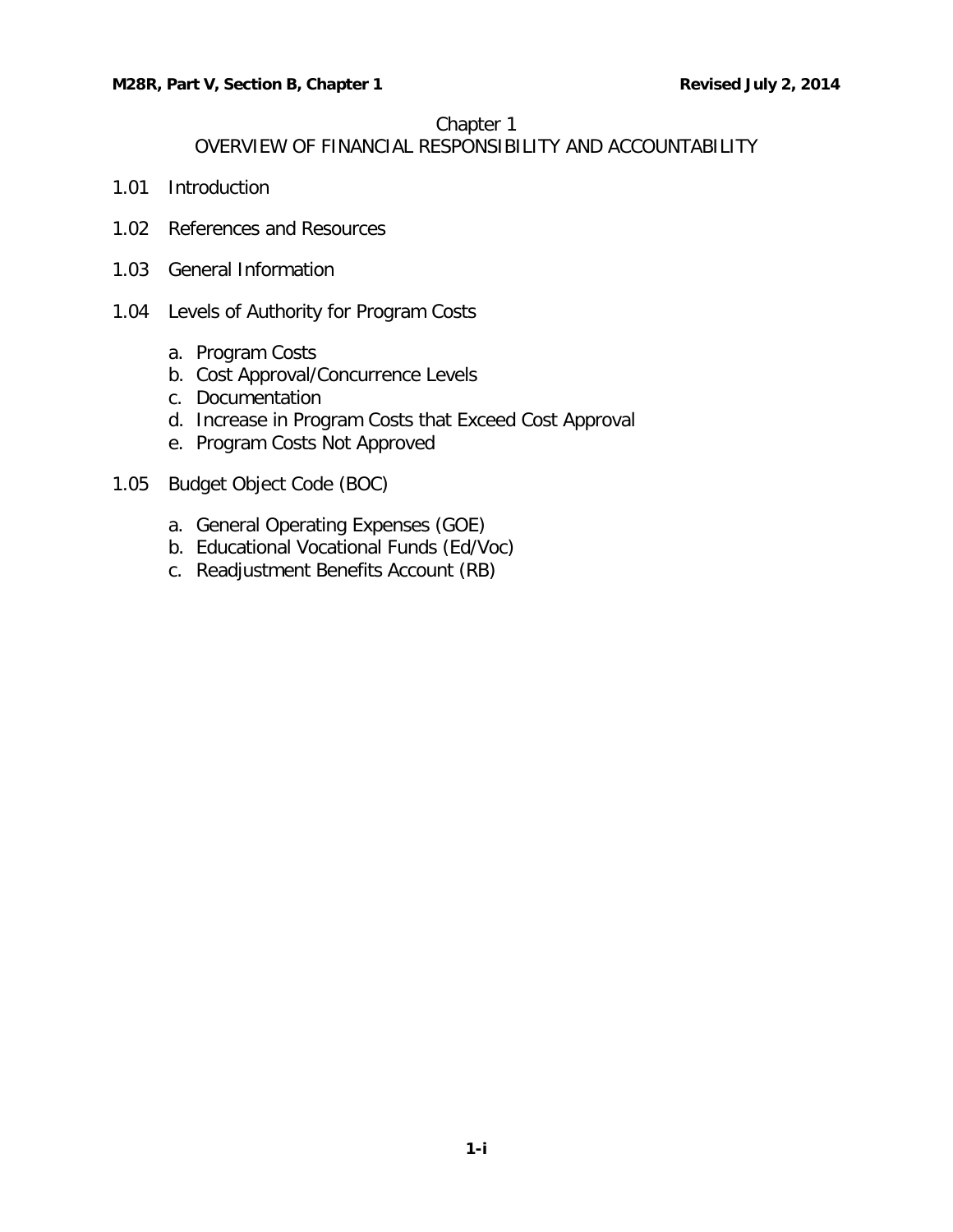# Chapter 1
## OVERVIEW OF FINANCIAL RESPONSIBILITY AND ACCOUNTABILITY

1.01 Introduction

1.02 References and Resources

1.03 General Information

1.04 Levels of Authority for Program Costs

- a. Program Costs
- b. Cost Approval/Concurrence Levels
- c. Documentation
- d. Increase in Program Costs that Exceed Cost Approval
- e. Program Costs Not Approved

1.05 Budget Object Code (BOC)

- a. General Operating Expenses (GOE)
- b. Educational Vocational Funds (Ed/Voc)
- c. Readjustment Benefits Account (RB)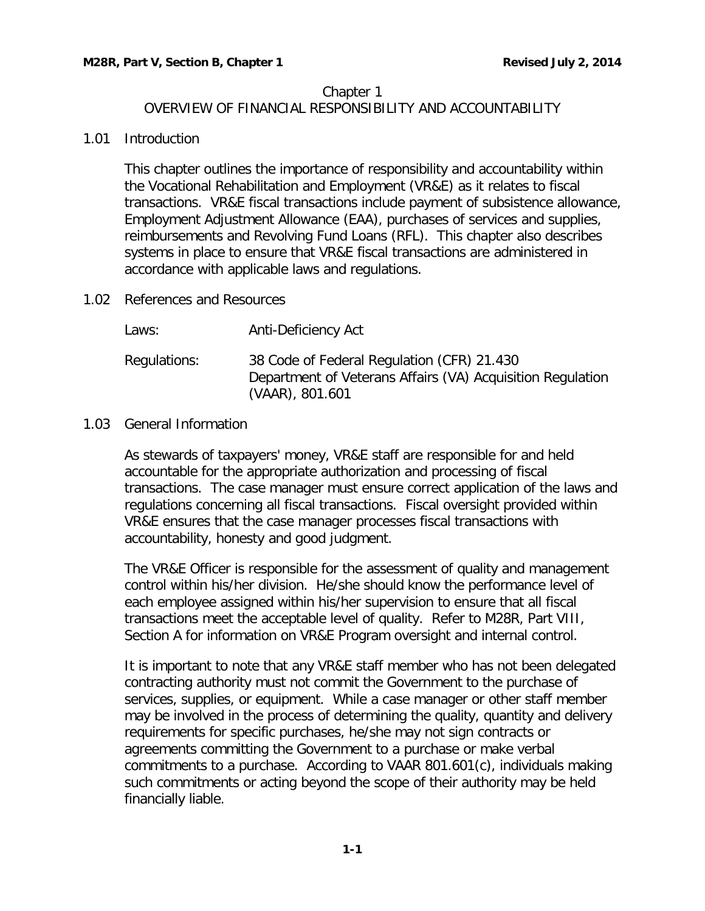# Chapter 1
# OVERVIEW OF FINANCIAL RESPONSIBILITY AND ACCOUNTABILITY

## 1.01 Introduction

This chapter outlines the importance of responsibility and accountability within the Vocational Rehabilitation and Employment (VR&E) as it relates to fiscal transactions. VR&E fiscal transactions include payment of subsistence allowance, Employment Adjustment Allowance (EAA), purchases of services and supplies, reimbursements and Revolving Fund Loans (RFL). This chapter also describes systems in place to ensure that VR&E fiscal transactions are administered in accordance with applicable laws and regulations.

## 1.02 References and Resources

| | |
|---|---|
| Laws: | Anti-Deficiency Act |
| Regulations: | 38 Code of Federal Regulation (CFR) 21.430<br>Department of Veterans Affairs (VA) Acquisition Regulation (VAAR), 801.601 |

## 1.03 General Information

As stewards of taxpayers' money, VR&E staff are responsible for and held accountable for the appropriate authorization and processing of fiscal transactions. The case manager must ensure correct application of the laws and regulations concerning all fiscal transactions. Fiscal oversight provided within VR&E ensures that the case manager processes fiscal transactions with accountability, honesty and good judgment.

The VR&E Officer is responsible for the assessment of quality and management control within his/her division. He/she should know the performance level of each employee assigned within his/her supervision to ensure that all fiscal transactions meet the acceptable level of quality. Refer to M28R, Part VIII, Section A for information on VR&E Program oversight and internal control.

It is important to note that any VR&E staff member who has not been delegated contracting authority must not commit the Government to the purchase of services, supplies, or equipment. While a case manager or other staff member may be involved in the process of determining the quality, quantity and delivery requirements for specific purchases, he/she may not sign contracts or agreements committing the Government to a purchase or make verbal commitments to a purchase. According to VAAR 801.601(c), individuals making such commitments or acting beyond the scope of their authority may be held financially liable.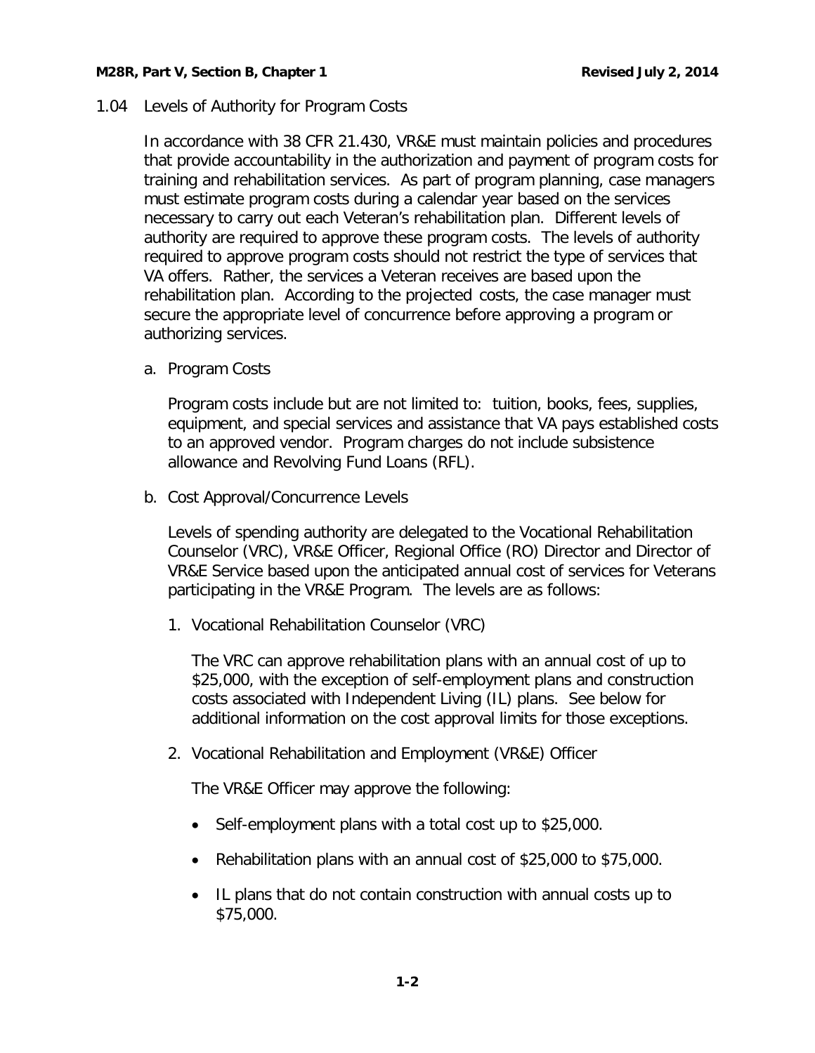## 1.04 Levels of Authority for Program Costs

In accordance with 38 CFR 21.430, VR&E must maintain policies and procedures that provide accountability in the authorization and payment of program costs for training and rehabilitation services. As part of program planning, case managers must estimate program costs during a calendar year based on the services necessary to carry out each Veteran's rehabilitation plan. Different levels of authority are required to approve these program costs. The levels of authority required to approve program costs should not restrict the type of services that VA offers. Rather, the services a Veteran receives are based upon the rehabilitation plan. According to the projected costs, the case manager must secure the appropriate level of concurrence before approving a program or authorizing services.

### a. Program Costs

Program costs include but are not limited to: tuition, books, fees, supplies, equipment, and special services and assistance that VA pays established costs to an approved vendor. Program charges do not include subsistence allowance and Revolving Fund Loans (RFL).

### b. Cost Approval/Concurrence Levels

Levels of spending authority are delegated to the Vocational Rehabilitation Counselor (VRC), VR&E Officer, Regional Office (RO) Director and Director of VR&E Service based upon the anticipated annual cost of services for Veterans participating in the VR&E Program. The levels are as follows:

1. Vocational Rehabilitation Counselor (VRC)

   The VRC can approve rehabilitation plans with an annual cost of up to $25,000, with the exception of self-employment plans and construction costs associated with Independent Living (IL) plans. See below for additional information on the cost approval limits for those exceptions.

2. Vocational Rehabilitation and Employment (VR&E) Officer

   The VR&E Officer may approve the following:

   - Self-employment plans with a total cost up to $25,000.
   - Rehabilitation plans with an annual cost of $25,000 to $75,000.
   - IL plans that do not contain construction with annual costs up to $75,000.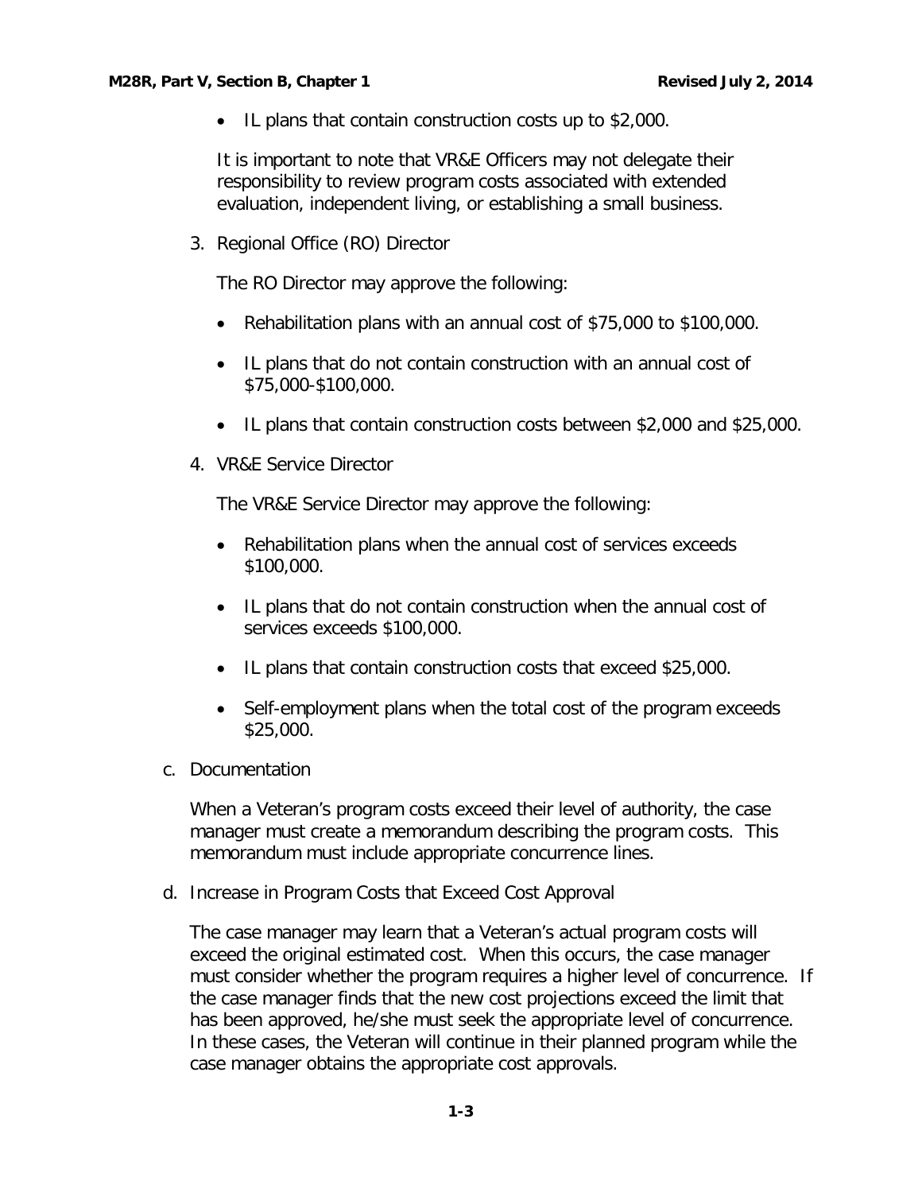- IL plans that contain construction costs up to $2,000.

It is important to note that VR&E Officers may not delegate their responsibility to review program costs associated with extended evaluation, independent living, or establishing a small business.

3. Regional Office (RO) Director

The RO Director may approve the following:

- Rehabilitation plans with an annual cost of $75,000 to $100,000.
- IL plans that do not contain construction with an annual cost of $75,000-$100,000.
- IL plans that contain construction costs between $2,000 and $25,000.

4. VR&E Service Director

The VR&E Service Director may approve the following:

- Rehabilitation plans when the annual cost of services exceeds $100,000.
- IL plans that do not contain construction when the annual cost of services exceeds $100,000.
- IL plans that contain construction costs that exceed $25,000.
- Self-employment plans when the total cost of the program exceeds $25,000.

c. Documentation

When a Veteran's program costs exceed their level of authority, the case manager must create a memorandum describing the program costs. This memorandum must include appropriate concurrence lines.

d. Increase in Program Costs that Exceed Cost Approval

The case manager may learn that a Veteran's actual program costs will exceed the original estimated cost. When this occurs, the case manager must consider whether the program requires a higher level of concurrence. If the case manager finds that the new cost projections exceed the limit that has been approved, he/she must seek the appropriate level of concurrence. In these cases, the Veteran will continue in their planned program while the case manager obtains the appropriate cost approvals.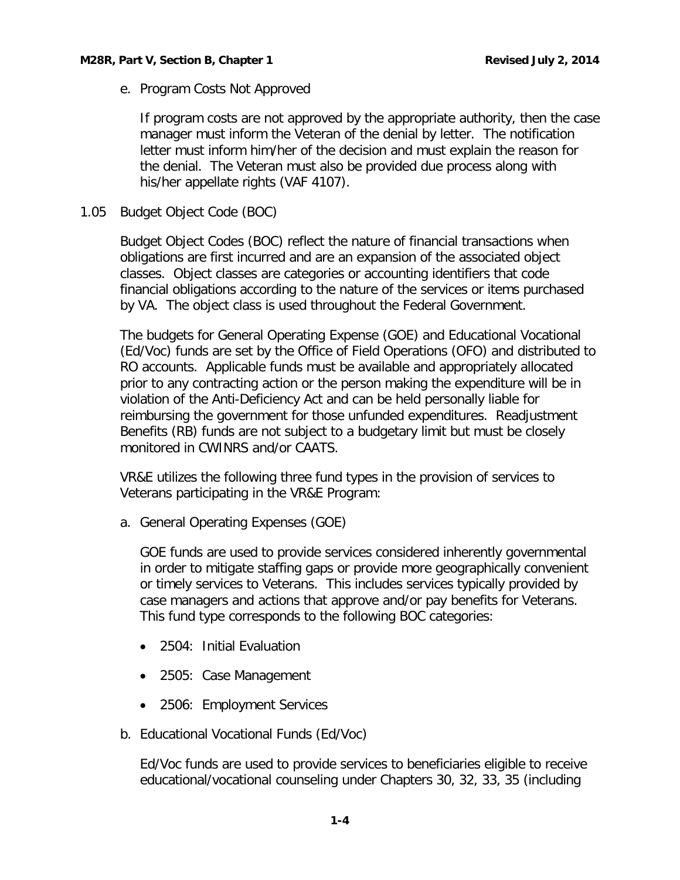e. Program Costs Not Approved

If program costs are not approved by the appropriate authority, then the case manager must inform the Veteran of the denial by letter. The notification letter must inform him/her of the decision and must explain the reason for the denial. The Veteran must also be provided due process along with his/her appellate rights (VAF 4107).

## 1.05 Budget Object Code (BOC)

Budget Object Codes (BOC) reflect the nature of financial transactions when obligations are first incurred and are an expansion of the associated object classes. Object classes are categories or accounting identifiers that code financial obligations according to the nature of the services or items purchased by VA. The object class is used throughout the Federal Government.

The budgets for General Operating Expense (GOE) and Educational Vocational (Ed/Voc) funds are set by the Office of Field Operations (OFO) and distributed to RO accounts. Applicable funds must be available and appropriately allocated prior to any contracting action or the person making the expenditure will be in violation of the Anti-Deficiency Act and can be held personally liable for reimbursing the government for those unfunded expenditures. Readjustment Benefits (RB) funds are not subject to a budgetary limit but must be closely monitored in CWINRS and/or CAATS.

VR&E utilizes the following three fund types in the provision of services to Veterans participating in the VR&E Program:

a. General Operating Expenses (GOE)

GOE funds are used to provide services considered inherently governmental in order to mitigate staffing gaps or provide more geographically convenient or timely services to Veterans. This includes services typically provided by case managers and actions that approve and/or pay benefits for Veterans. This fund type corresponds to the following BOC categories:

- 2504: Initial Evaluation
- 2505: Case Management
- 2506: Employment Services

b. Educational Vocational Funds (Ed/Voc)

Ed/Voc funds are used to provide services to beneficiaries eligible to receive educational/vocational counseling under Chapters 30, 32, 33, 35 (including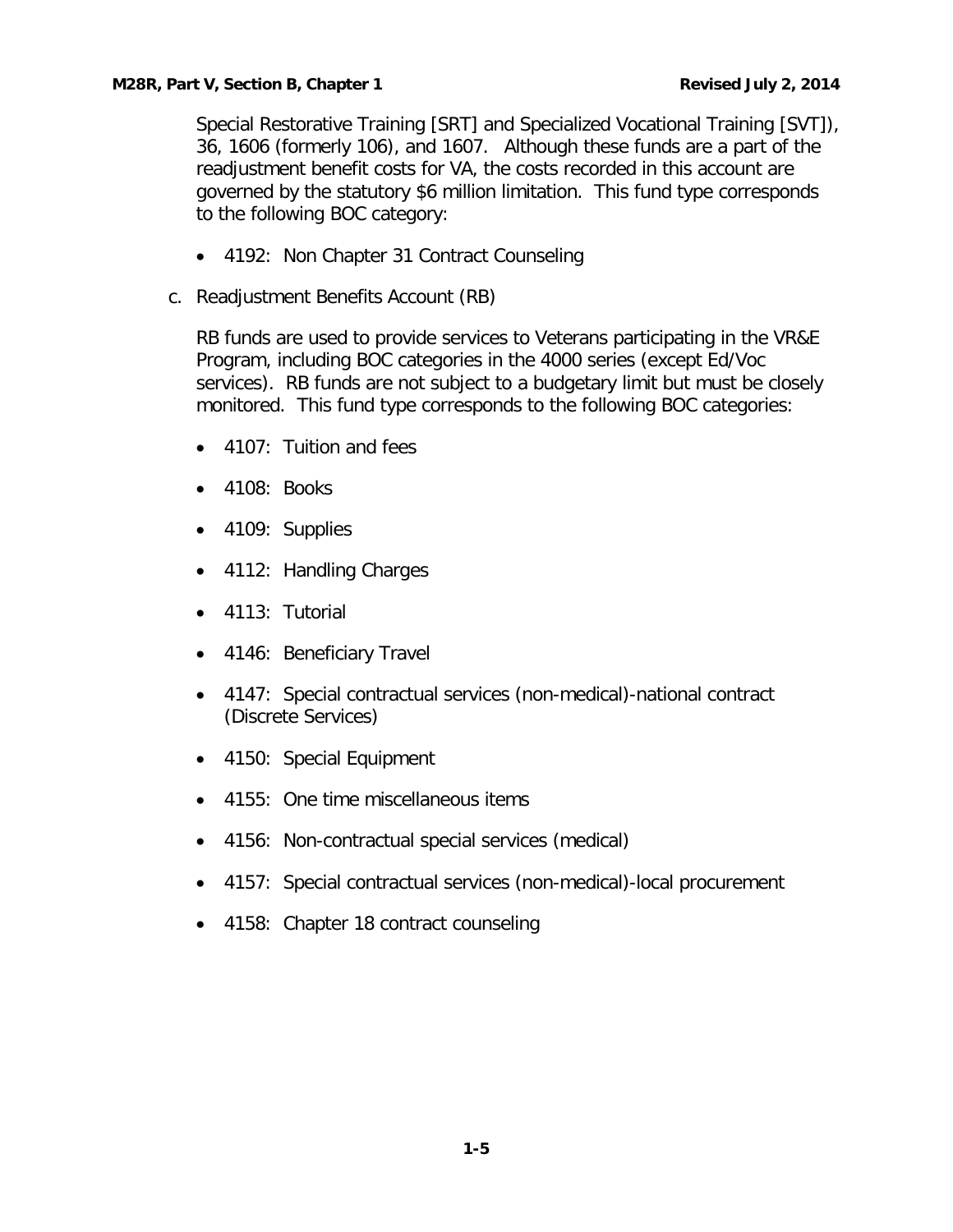Special Restorative Training [SRT] and Specialized Vocational Training [SVT]), 36, 1606 (formerly 106), and 1607. Although these funds are a part of the readjustment benefit costs for VA, the costs recorded in this account are governed by the statutory $6 million limitation. This fund type corresponds to the following BOC category:

- 4192: Non Chapter 31 Contract Counseling

c. Readjustment Benefits Account (RB)

RB funds are used to provide services to Veterans participating in the VR&E Program, including BOC categories in the 4000 series (except Ed/Voc services). RB funds are not subject to a budgetary limit but must be closely monitored. This fund type corresponds to the following BOC categories:

- 4107: Tuition and fees
- 4108: Books
- 4109: Supplies
- 4112: Handling Charges
- 4113: Tutorial
- 4146: Beneficiary Travel
- 4147: Special contractual services (non-medical)-national contract (Discrete Services)
- 4150: Special Equipment
- 4155: One time miscellaneous items
- 4156: Non-contractual special services (medical)
- 4157: Special contractual services (non-medical)-local procurement
- 4158: Chapter 18 contract counseling